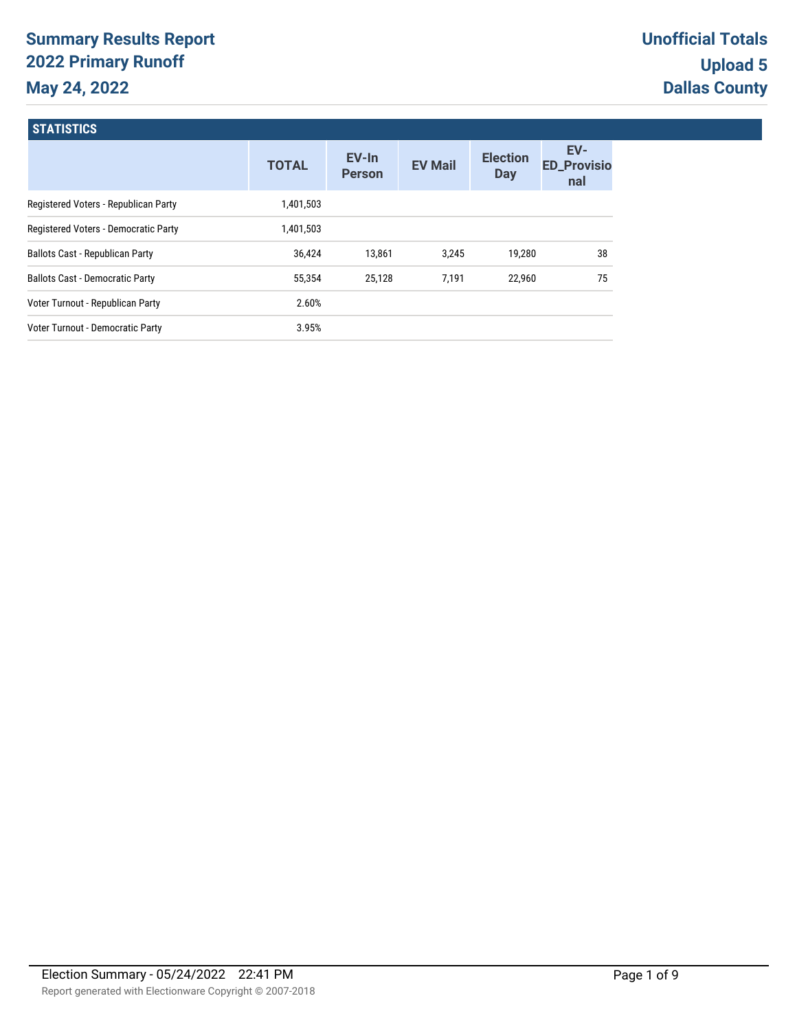# Summary Results Report
## 2022 Primary Runoff
## May 24, 2022

**Unofficial Totals**
**Upload 5**
**Dallas County**

### STATISTICS

| | TOTAL | EV-In Person | EV Mail | Election Day | EV-ED_Provisional |
|---|---|---|---|---|---|
| Registered Voters - Republican Party | 1,401,503 | | | | |
| Registered Voters - Democratic Party | 1,401,503 | | | | |
| Ballots Cast - Republican Party | 36,424 | 13,861 | 3,245 | 19,280 | 38 |
| Ballots Cast - Democratic Party | 55,354 | 25,128 | 7,191 | 22,960 | 75 |
| Voter Turnout - Republican Party | 2.60% | | | | |
| Voter Turnout - Democratic Party | 3.95% | | | | |

Election Summary - 05/24/2022 22:41 PM

Report generated with Electionware Copyright © 2007-2018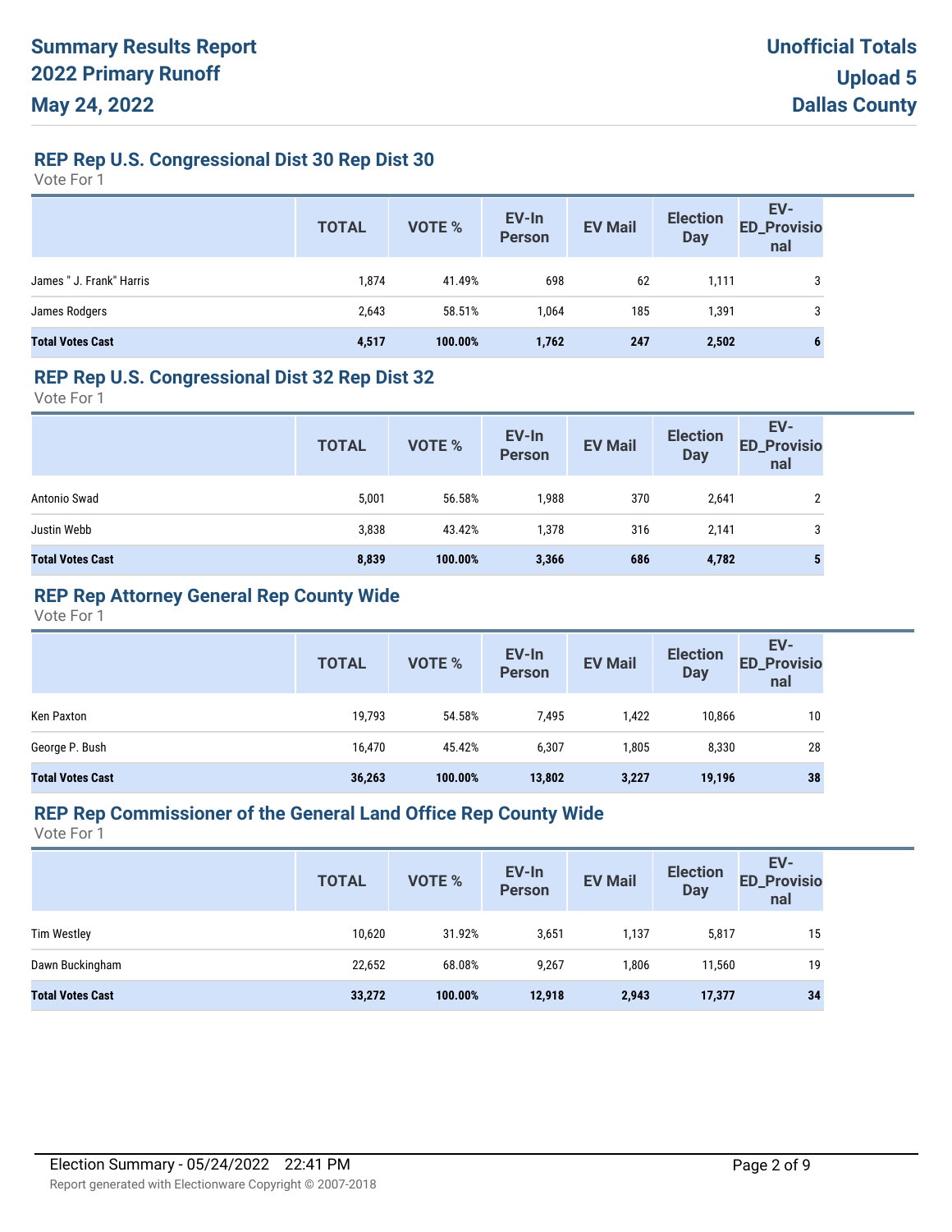# Summary Results Report
# 2022 Primary Runoff
# May 24, 2022

**Unofficial Totals**
**Upload 5**
**Dallas County**

## REP Rep U.S. Congressional Dist 30 Rep Dist 30

Vote For 1

| | TOTAL | VOTE % | EV-In Person | EV Mail | Election Day | EV-ED_Provisional |
|---|---|---|---|---|---|---|
| James " J. Frank" Harris | 1,874 | 41.49% | 698 | 62 | 1,111 | 3 |
| James Rodgers | 2,643 | 58.51% | 1,064 | 185 | 1,391 | 3 |
| **Total Votes Cast** | **4,517** | **100.00%** | **1,762** | **247** | **2,502** | **6** |

## REP Rep U.S. Congressional Dist 32 Rep Dist 32

Vote For 1

| | TOTAL | VOTE % | EV-In Person | EV Mail | Election Day | EV-ED_Provisional |
|---|---|---|---|---|---|---|
| Antonio Swad | 5,001 | 56.58% | 1,988 | 370 | 2,641 | 2 |
| Justin Webb | 3,838 | 43.42% | 1,378 | 316 | 2,141 | 3 |
| **Total Votes Cast** | **8,839** | **100.00%** | **3,366** | **686** | **4,782** | **5** |

## REP Rep Attorney General Rep County Wide

Vote For 1

| | TOTAL | VOTE % | EV-In Person | EV Mail | Election Day | EV-ED_Provisional |
|---|---|---|---|---|---|---|
| Ken Paxton | 19,793 | 54.58% | 7,495 | 1,422 | 10,866 | 10 |
| George P. Bush | 16,470 | 45.42% | 6,307 | 1,805 | 8,330 | 28 |
| **Total Votes Cast** | **36,263** | **100.00%** | **13,802** | **3,227** | **19,196** | **38** |

## REP Rep Commissioner of the General Land Office Rep County Wide

Vote For 1

| | TOTAL | VOTE % | EV-In Person | EV Mail | Election Day | EV-ED_Provisional |
|---|---|---|---|---|---|---|
| Tim Westley | 10,620 | 31.92% | 3,651 | 1,137 | 5,817 | 15 |
| Dawn Buckingham | 22,652 | 68.08% | 9,267 | 1,806 | 11,560 | 19 |
| **Total Votes Cast** | **33,272** | **100.00%** | **12,918** | **2,943** | **17,377** | **34** |

Election Summary - 05/24/2022 22:41 PM

Report generated with Electionware Copyright © 2007-2018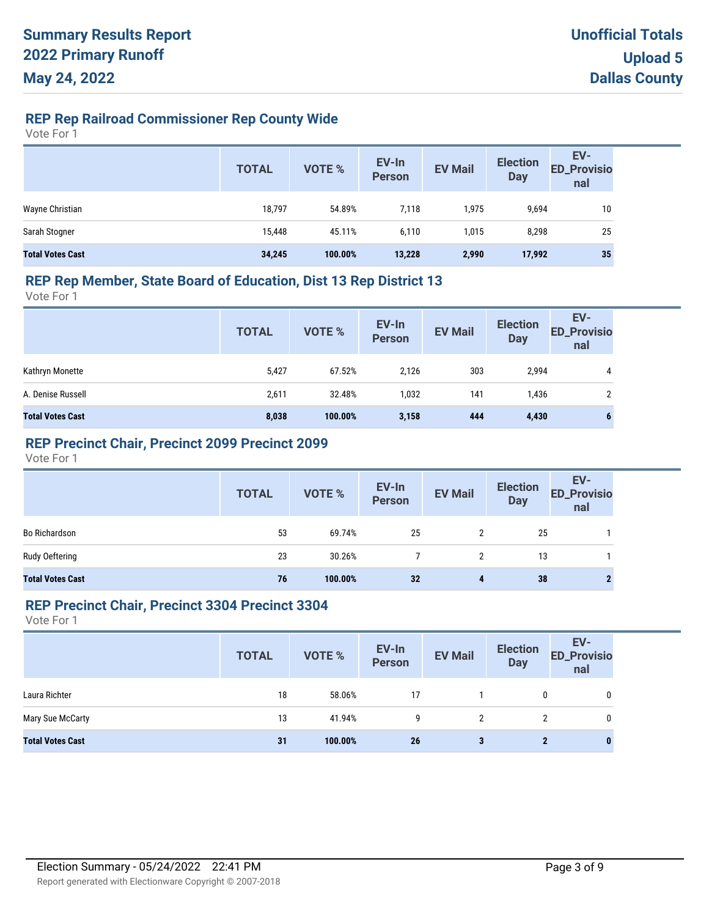# Summary Results Report
# 2022 Primary Runoff
# May 24, 2022

**Unofficial Totals**
**Upload 5**
**Dallas County**

## REP Rep Railroad Commissioner Rep County Wide

Vote For 1

| | TOTAL | VOTE % | EV-In Person | EV Mail | Election Day | EV-ED_Provisional |
|---|---|---|---|---|---|---|
| Wayne Christian | 18,797 | 54.89% | 7,118 | 1,975 | 9,694 | 10 |
| Sarah Stogner | 15,448 | 45.11% | 6,110 | 1,015 | 8,298 | 25 |
| **Total Votes Cast** | **34,245** | **100.00%** | **13,228** | **2,990** | **17,992** | **35** |

## REP Rep Member, State Board of Education, Dist 13 Rep District 13

Vote For 1

| | TOTAL | VOTE % | EV-In Person | EV Mail | Election Day | EV-ED_Provisional |
|---|---|---|---|---|---|---|
| Kathryn Monette | 5,427 | 67.52% | 2,126 | 303 | 2,994 | 4 |
| A. Denise Russell | 2,611 | 32.48% | 1,032 | 141 | 1,436 | 2 |
| **Total Votes Cast** | **8,038** | **100.00%** | **3,158** | **444** | **4,430** | **6** |

## REP Precinct Chair, Precinct 2099 Precinct 2099

Vote For 1

| | TOTAL | VOTE % | EV-In Person | EV Mail | Election Day | EV-ED_Provisional |
|---|---|---|---|---|---|---|
| Bo Richardson | 53 | 69.74% | 25 | 2 | 25 | 1 |
| Rudy Oeftering | 23 | 30.26% | 7 | 2 | 13 | 1 |
| **Total Votes Cast** | **76** | **100.00%** | **32** | **4** | **38** | **2** |

## REP Precinct Chair, Precinct 3304 Precinct 3304

Vote For 1

| | TOTAL | VOTE % | EV-In Person | EV Mail | Election Day | EV-ED_Provisional |
|---|---|---|---|---|---|---|
| Laura Richter | 18 | 58.06% | 17 | 1 | 0 | 0 |
| Mary Sue McCarty | 13 | 41.94% | 9 | 2 | 2 | 0 |
| **Total Votes Cast** | **31** | **100.00%** | **26** | **3** | **2** | **0** |

Election Summary - 05/24/2022 22:41 PM

Report generated with Electionware Copyright © 2007-2018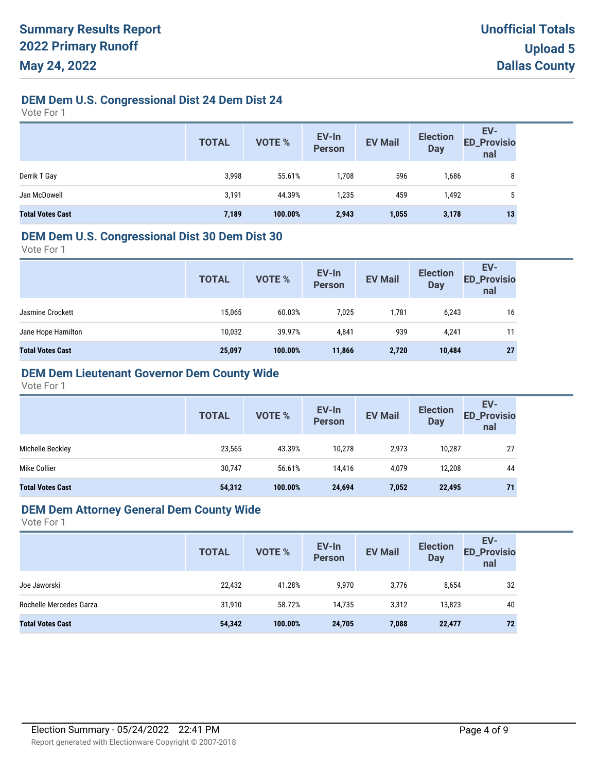# Summary Results Report
# 2022 Primary Runoff
# May 24, 2022

**Unofficial Totals**
**Upload 5**
**Dallas County**

## DEM Dem U.S. Congressional Dist 24 Dem Dist 24

Vote For 1

| | TOTAL | VOTE % | EV-In Person | EV Mail | Election Day | EV-ED_Provisional |
|---|---|---|---|---|---|---|
| Derrik T Gay | 3,998 | 55.61% | 1,708 | 596 | 1,686 | 8 |
| Jan McDowell | 3,191 | 44.39% | 1,235 | 459 | 1,492 | 5 |
| **Total Votes Cast** | **7,189** | **100.00%** | **2,943** | **1,055** | **3,178** | **13** |

## DEM Dem U.S. Congressional Dist 30 Dem Dist 30

Vote For 1

| | TOTAL | VOTE % | EV-In Person | EV Mail | Election Day | EV-ED_Provisional |
|---|---|---|---|---|---|---|
| Jasmine Crockett | 15,065 | 60.03% | 7,025 | 1,781 | 6,243 | 16 |
| Jane Hope Hamilton | 10,032 | 39.97% | 4,841 | 939 | 4,241 | 11 |
| **Total Votes Cast** | **25,097** | **100.00%** | **11,866** | **2,720** | **10,484** | **27** |

## DEM Dem Lieutenant Governor Dem County Wide

Vote For 1

| | TOTAL | VOTE % | EV-In Person | EV Mail | Election Day | EV-ED_Provisional |
|---|---|---|---|---|---|---|
| Michelle Beckley | 23,565 | 43.39% | 10,278 | 2,973 | 10,287 | 27 |
| Mike Collier | 30,747 | 56.61% | 14,416 | 4,079 | 12,208 | 44 |
| **Total Votes Cast** | **54,312** | **100.00%** | **24,694** | **7,052** | **22,495** | **71** |

## DEM Dem Attorney General Dem County Wide

Vote For 1

| | TOTAL | VOTE % | EV-In Person | EV Mail | Election Day | EV-ED_Provisional |
|---|---|---|---|---|---|---|
| Joe Jaworski | 22,432 | 41.28% | 9,970 | 3,776 | 8,654 | 32 |
| Rochelle Mercedes Garza | 31,910 | 58.72% | 14,735 | 3,312 | 13,823 | 40 |
| **Total Votes Cast** | **54,342** | **100.00%** | **24,705** | **7,088** | **22,477** | **72** |

Election Summary - 05/24/2022 22:41 PM

Report generated with Electionware Copyright © 2007-2018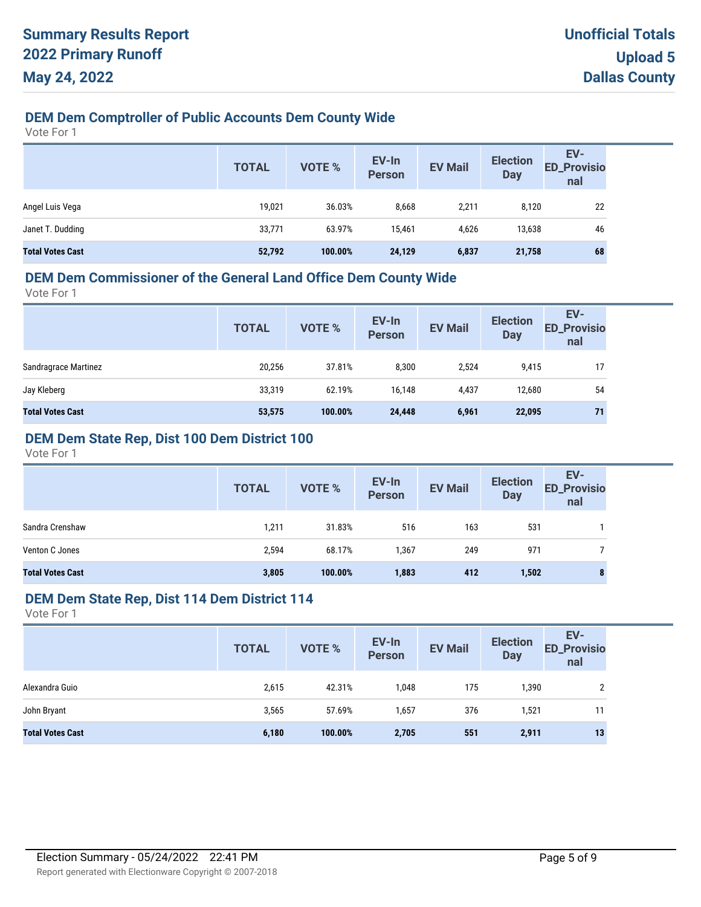# Summary Results Report
# 2022 Primary Runoff
# May 24, 2022

**Unofficial Totals**
**Upload 5**
**Dallas County**

## DEM Dem Comptroller of Public Accounts Dem County Wide

Vote For 1

| | TOTAL | VOTE % | EV-In Person | EV Mail | Election Day | EV-ED_Provisional |
|---|---|---|---|---|---|---|
| Angel Luis Vega | 19,021 | 36.03% | 8,668 | 2,211 | 8,120 | 22 |
| Janet T. Dudding | 33,771 | 63.97% | 15,461 | 4,626 | 13,638 | 46 |
| **Total Votes Cast** | **52,792** | **100.00%** | **24,129** | **6,837** | **21,758** | **68** |

## DEM Dem Commissioner of the General Land Office Dem County Wide

Vote For 1

| | TOTAL | VOTE % | EV-In Person | EV Mail | Election Day | EV-ED_Provisional |
|---|---|---|---|---|---|---|
| Sandragrace Martinez | 20,256 | 37.81% | 8,300 | 2,524 | 9,415 | 17 |
| Jay Kleberg | 33,319 | 62.19% | 16,148 | 4,437 | 12,680 | 54 |
| **Total Votes Cast** | **53,575** | **100.00%** | **24,448** | **6,961** | **22,095** | **71** |

## DEM Dem State Rep, Dist 100 Dem District 100

Vote For 1

| | TOTAL | VOTE % | EV-In Person | EV Mail | Election Day | EV-ED_Provisional |
|---|---|---|---|---|---|---|
| Sandra Crenshaw | 1,211 | 31.83% | 516 | 163 | 531 | 1 |
| Venton C Jones | 2,594 | 68.17% | 1,367 | 249 | 971 | 7 |
| **Total Votes Cast** | **3,805** | **100.00%** | **1,883** | **412** | **1,502** | **8** |

## DEM Dem State Rep, Dist 114 Dem District 114

Vote For 1

| | TOTAL | VOTE % | EV-In Person | EV Mail | Election Day | EV-ED_Provisional |
|---|---|---|---|---|---|---|
| Alexandra Guio | 2,615 | 42.31% | 1,048 | 175 | 1,390 | 2 |
| John Bryant | 3,565 | 57.69% | 1,657 | 376 | 1,521 | 11 |
| **Total Votes Cast** | **6,180** | **100.00%** | **2,705** | **551** | **2,911** | **13** |

Election Summary - 05/24/2022 22:41 PM

Report generated with Electionware Copyright © 2007-2018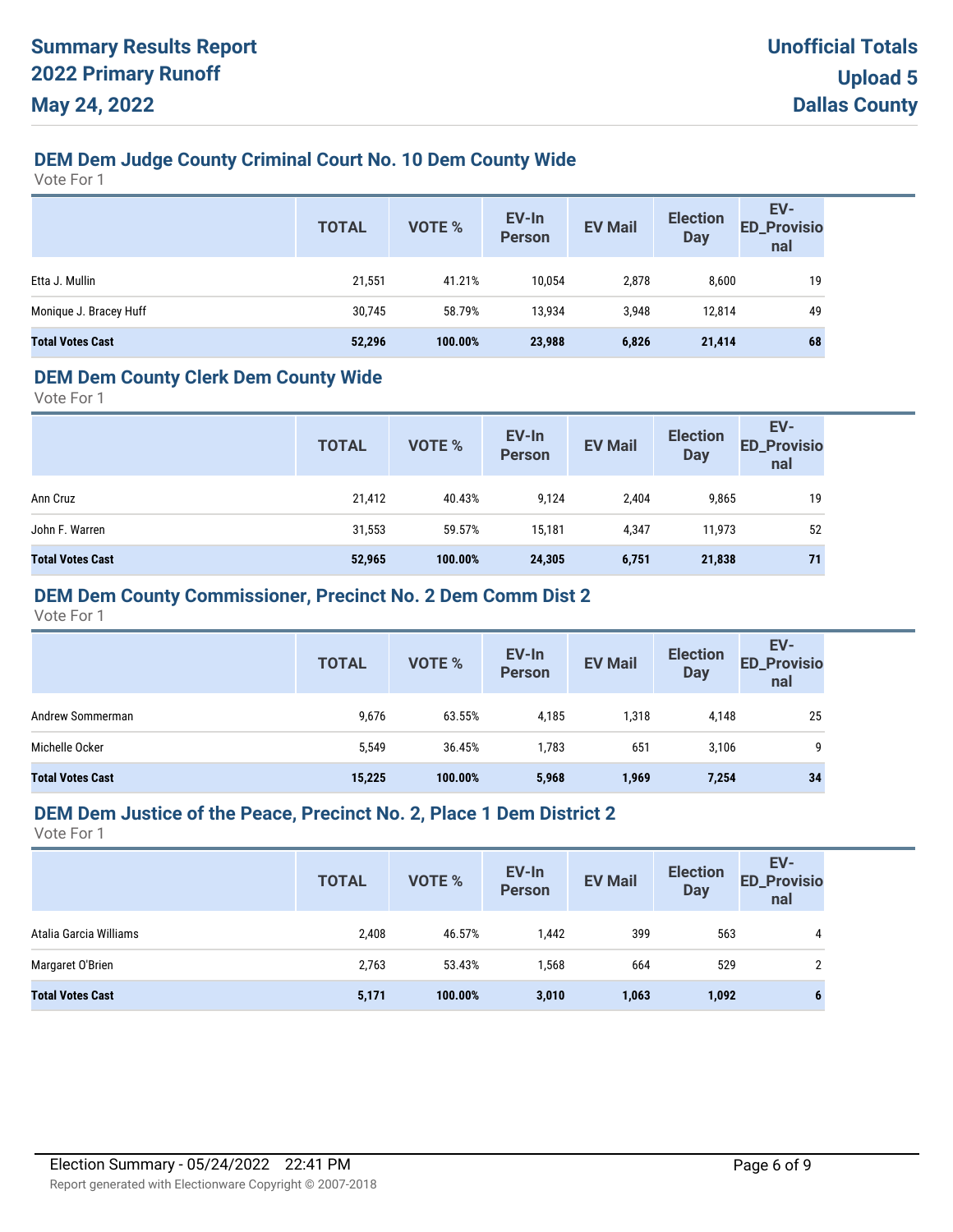# Summary Results Report
# 2022 Primary Runoff
# May 24, 2022

**Unofficial Totals**
**Upload 5**
**Dallas County**

## DEM Dem Judge County Criminal Court No. 10 Dem County Wide

Vote For 1

| | TOTAL | VOTE % | EV-In Person | EV Mail | Election Day | EV-ED_Provisional |
|---|---|---|---|---|---|---|
| Etta J. Mullin | 21,551 | 41.21% | 10,054 | 2,878 | 8,600 | 19 |
| Monique J. Bracey Huff | 30,745 | 58.79% | 13,934 | 3,948 | 12,814 | 49 |
| **Total Votes Cast** | **52,296** | **100.00%** | **23,988** | **6,826** | **21,414** | **68** |

## DEM Dem County Clerk Dem County Wide

Vote For 1

| | TOTAL | VOTE % | EV-In Person | EV Mail | Election Day | EV-ED_Provisional |
|---|---|---|---|---|---|---|
| Ann Cruz | 21,412 | 40.43% | 9,124 | 2,404 | 9,865 | 19 |
| John F. Warren | 31,553 | 59.57% | 15,181 | 4,347 | 11,973 | 52 |
| **Total Votes Cast** | **52,965** | **100.00%** | **24,305** | **6,751** | **21,838** | **71** |

## DEM Dem County Commissioner, Precinct No. 2 Dem Comm Dist 2

Vote For 1

| | TOTAL | VOTE % | EV-In Person | EV Mail | Election Day | EV-ED_Provisional |
|---|---|---|---|---|---|---|
| Andrew Sommerman | 9,676 | 63.55% | 4,185 | 1,318 | 4,148 | 25 |
| Michelle Ocker | 5,549 | 36.45% | 1,783 | 651 | 3,106 | 9 |
| **Total Votes Cast** | **15,225** | **100.00%** | **5,968** | **1,969** | **7,254** | **34** |

## DEM Dem Justice of the Peace, Precinct No. 2, Place 1 Dem District 2

Vote For 1

| | TOTAL | VOTE % | EV-In Person | EV Mail | Election Day | EV-ED_Provisional |
|---|---|---|---|---|---|---|
| Atalia Garcia Williams | 2,408 | 46.57% | 1,442 | 399 | 563 | 4 |
| Margaret O'Brien | 2,763 | 53.43% | 1,568 | 664 | 529 | 2 |
| **Total Votes Cast** | **5,171** | **100.00%** | **3,010** | **1,063** | **1,092** | **6** |

Election Summary - 05/24/2022 22:41 PM

Report generated with Electionware Copyright © 2007-2018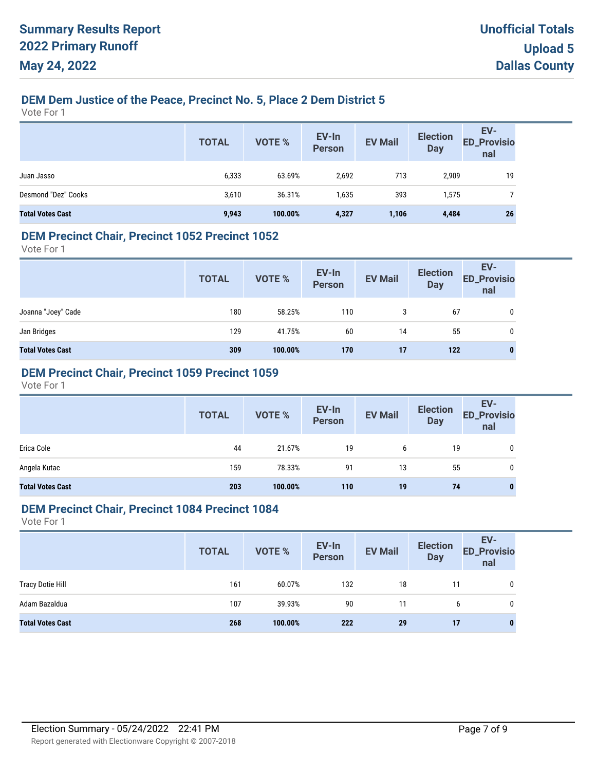# Summary Results Report
# 2022 Primary Runoff
# May 24, 2022

**Unofficial Totals**
**Upload 5**
**Dallas County**

## DEM Dem Justice of the Peace, Precinct No. 5, Place 2 Dem District 5

Vote For 1

| | TOTAL | VOTE % | EV-In Person | EV Mail | Election Day | EV-ED_Provisional |
|---|---|---|---|---|---|---|
| Juan Jasso | 6,333 | 63.69% | 2,692 | 713 | 2,909 | 19 |
| Desmond "Dez" Cooks | 3,610 | 36.31% | 1,635 | 393 | 1,575 | 7 |
| **Total Votes Cast** | **9,943** | **100.00%** | **4,327** | **1,106** | **4,484** | **26** |

## DEM Precinct Chair, Precinct 1052 Precinct 1052

Vote For 1

| | TOTAL | VOTE % | EV-In Person | EV Mail | Election Day | EV-ED_Provisional |
|---|---|---|---|---|---|---|
| Joanna "Joey" Cade | 180 | 58.25% | 110 | 3 | 67 | 0 |
| Jan Bridges | 129 | 41.75% | 60 | 14 | 55 | 0 |
| **Total Votes Cast** | **309** | **100.00%** | **170** | **17** | **122** | **0** |

## DEM Precinct Chair, Precinct 1059 Precinct 1059

Vote For 1

| | TOTAL | VOTE % | EV-In Person | EV Mail | Election Day | EV-ED_Provisional |
|---|---|---|---|---|---|---|
| Erica Cole | 44 | 21.67% | 19 | 6 | 19 | 0 |
| Angela Kutac | 159 | 78.33% | 91 | 13 | 55 | 0 |
| **Total Votes Cast** | **203** | **100.00%** | **110** | **19** | **74** | **0** |

## DEM Precinct Chair, Precinct 1084 Precinct 1084

Vote For 1

| | TOTAL | VOTE % | EV-In Person | EV Mail | Election Day | EV-ED_Provisional |
|---|---|---|---|---|---|---|
| Tracy Dotie Hill | 161 | 60.07% | 132 | 18 | 11 | 0 |
| Adam Bazaldua | 107 | 39.93% | 90 | 11 | 6 | 0 |
| **Total Votes Cast** | **268** | **100.00%** | **222** | **29** | **17** | **0** |

Election Summary - 05/24/2022 22:41 PM

Report generated with Electionware Copyright © 2007-2018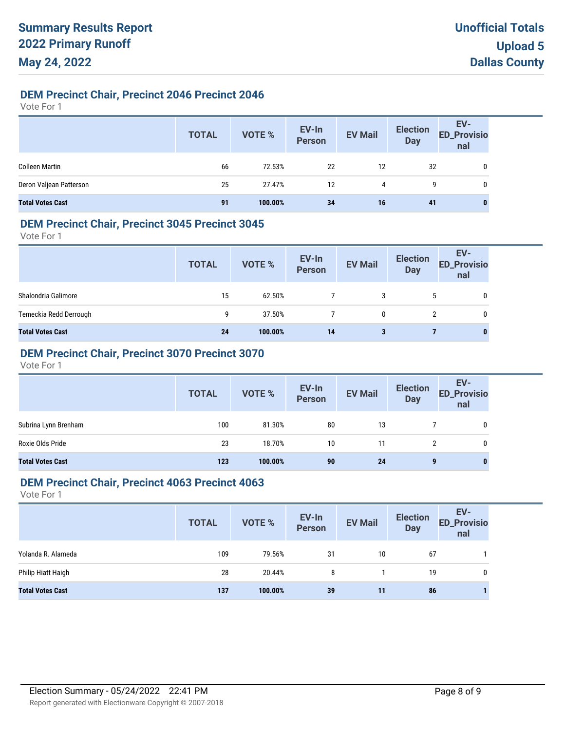# Summary Results Report
# 2022 Primary Runoff
# May 24, 2022

**Unofficial Totals**
**Upload 5**
**Dallas County**

## DEM Precinct Chair, Precinct 2046 Precinct 2046

Vote For 1

| | TOTAL | VOTE % | EV-In Person | EV Mail | Election Day | EV-ED_Provisional |
|---|---|---|---|---|---|---|
| Colleen Martin | 66 | 72.53% | 22 | 12 | 32 | 0 |
| Deron Valjean Patterson | 25 | 27.47% | 12 | 4 | 9 | 0 |
| **Total Votes Cast** | **91** | **100.00%** | **34** | **16** | **41** | **0** |

## DEM Precinct Chair, Precinct 3045 Precinct 3045

Vote For 1

| | TOTAL | VOTE % | EV-In Person | EV Mail | Election Day | EV-ED_Provisional |
|---|---|---|---|---|---|---|
| Shalondria Galimore | 15 | 62.50% | 7 | 3 | 5 | 0 |
| Temeckia Redd Derrough | 9 | 37.50% | 7 | 0 | 2 | 0 |
| **Total Votes Cast** | **24** | **100.00%** | **14** | **3** | **7** | **0** |

## DEM Precinct Chair, Precinct 3070 Precinct 3070

Vote For 1

| | TOTAL | VOTE % | EV-In Person | EV Mail | Election Day | EV-ED_Provisional |
|---|---|---|---|---|---|---|
| Subrina Lynn Brenham | 100 | 81.30% | 80 | 13 | 7 | 0 |
| Roxie Olds Pride | 23 | 18.70% | 10 | 11 | 2 | 0 |
| **Total Votes Cast** | **123** | **100.00%** | **90** | **24** | **9** | **0** |

## DEM Precinct Chair, Precinct 4063 Precinct 4063

Vote For 1

| | TOTAL | VOTE % | EV-In Person | EV Mail | Election Day | EV-ED_Provisional |
|---|---|---|---|---|---|---|
| Yolanda R. Alameda | 109 | 79.56% | 31 | 10 | 67 | 1 |
| Philip Hiatt Haigh | 28 | 20.44% | 8 | 1 | 19 | 0 |
| **Total Votes Cast** | **137** | **100.00%** | **39** | **11** | **86** | **1** |

Election Summary - 05/24/2022 22:41 PM

Report generated with Electionware Copyright © 2007-2018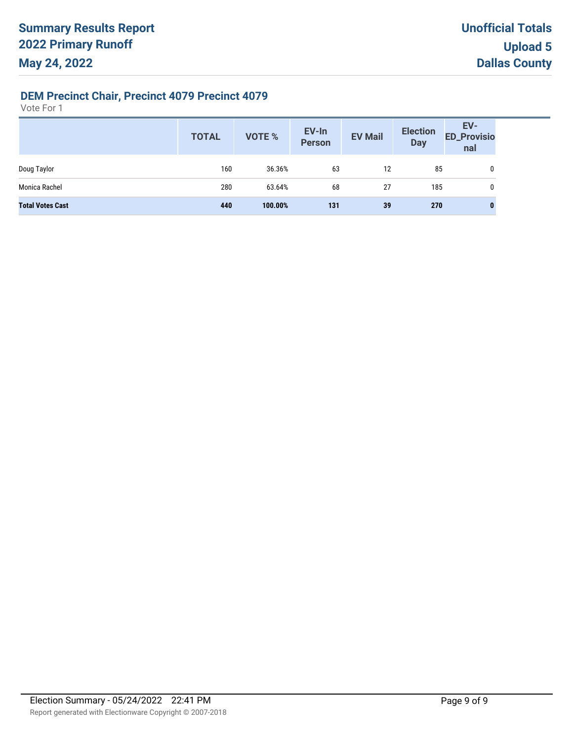## DEM Precinct Chair, Precinct 4079 Precinct 4079

Vote For 1

| | TOTAL | VOTE % | EV-In Person | EV Mail | Election Day | EV-ED_Provisional |
|---|---|---|---|---|---|---|
| Doug Taylor | 160 | 36.36% | 63 | 12 | 85 | 0 |
| Monica Rachel | 280 | 63.64% | 68 | 27 | 185 | 0 |
| **Total Votes Cast** | **440** | **100.00%** | **131** | **39** | **270** | **0** |